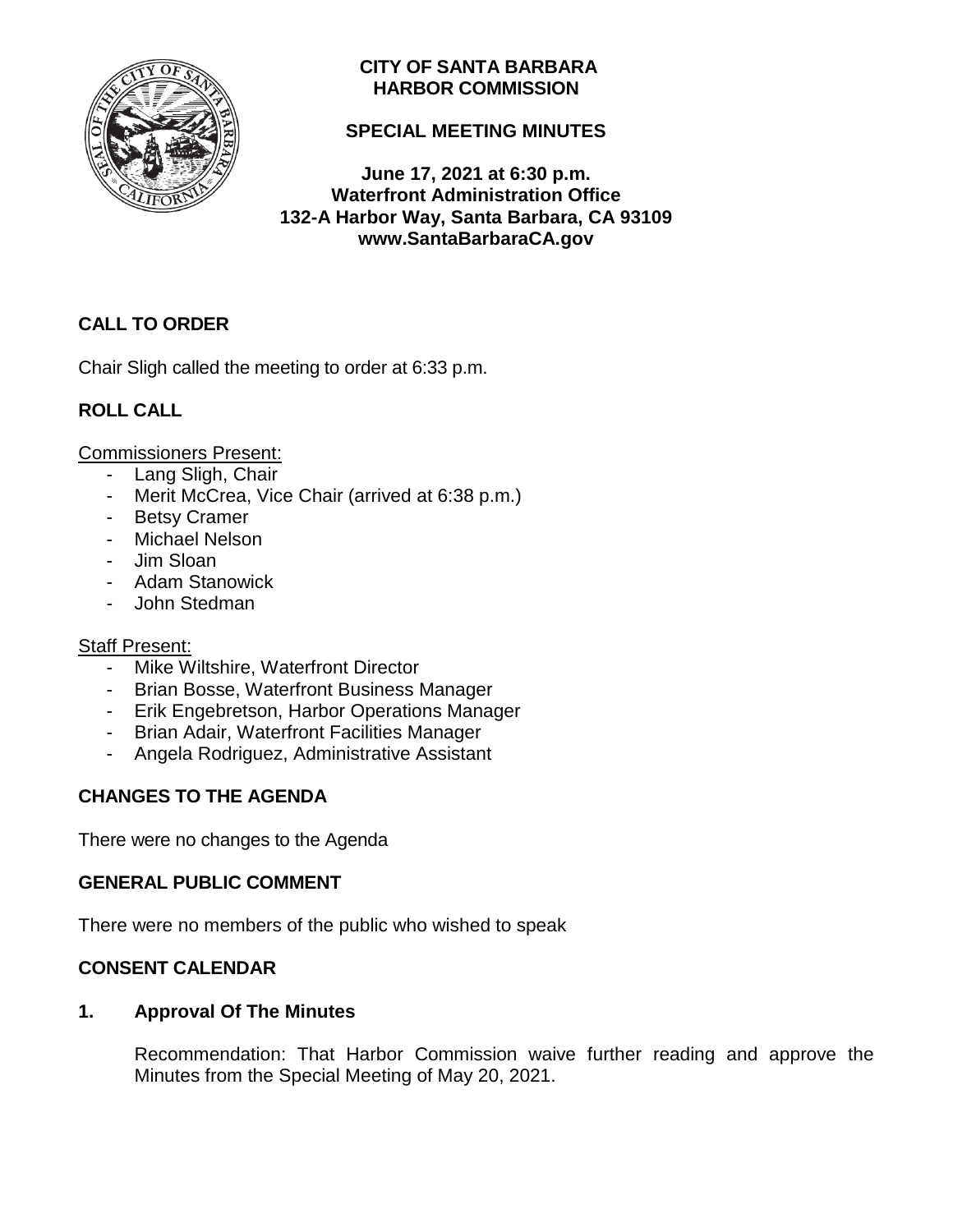# CITY OF SANTA BARBARA
# HARBOR COMMISSION

## SPECIAL MEETING MINUTES

**June 17, 2021 at 6:30 p.m.**
**Waterfront Administration Office**
**132-A Harbor Way, Santa Barbara, CA 93109**
**www.SantaBarbaraCA.gov**

## CALL TO ORDER

Chair Sligh called the meeting to order at 6:33 p.m.

## ROLL CALL

Commissioners Present:

- Lang Sligh, Chair
- Merit McCrea, Vice Chair (arrived at 6:38 p.m.)
- Betsy Cramer
- Michael Nelson
- Jim Sloan
- Adam Stanowick
- John Stedman

Staff Present:

- Mike Wiltshire, Waterfront Director
- Brian Bosse, Waterfront Business Manager
- Erik Engebretson, Harbor Operations Manager
- Brian Adair, Waterfront Facilities Manager
- Angela Rodriguez, Administrative Assistant

## CHANGES TO THE AGENDA

There were no changes to the Agenda

## GENERAL PUBLIC COMMENT

There were no members of the public who wished to speak

## CONSENT CALENDAR

### 1. Approval Of The Minutes

Recommendation: That Harbor Commission waive further reading and approve the Minutes from the Special Meeting of May 20, 2021.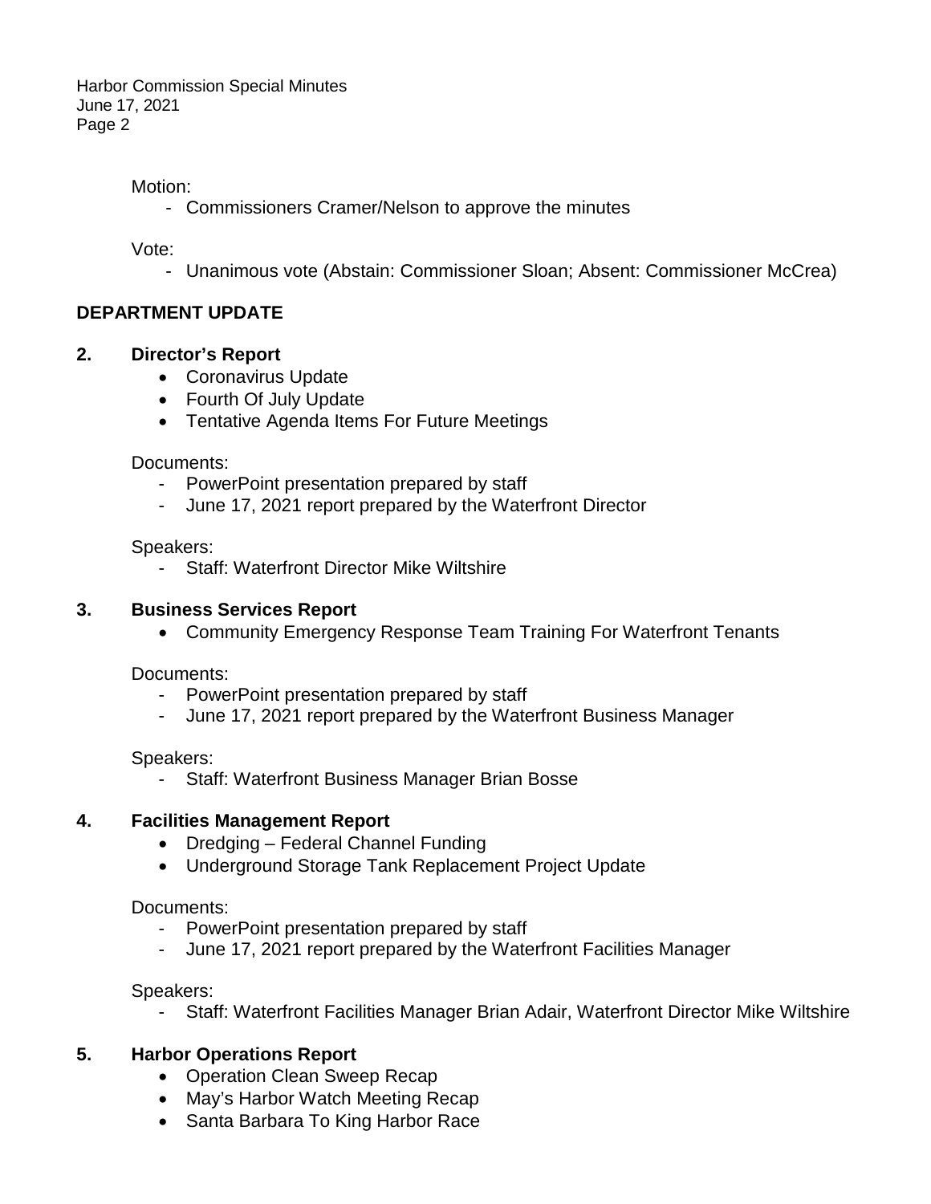Motion:

- Commissioners Cramer/Nelson to approve the minutes

Vote:

- Unanimous vote (Abstain: Commissioner Sloan; Absent: Commissioner McCrea)

## DEPARTMENT UPDATE

### 2. Director's Report

- Coronavirus Update
- Fourth Of July Update
- Tentative Agenda Items For Future Meetings

Documents:

- PowerPoint presentation prepared by staff
- June 17, 2021 report prepared by the Waterfront Director

Speakers:

- Staff: Waterfront Director Mike Wiltshire

### 3. Business Services Report

- Community Emergency Response Team Training For Waterfront Tenants

Documents:

- PowerPoint presentation prepared by staff
- June 17, 2021 report prepared by the Waterfront Business Manager

Speakers:

- Staff: Waterfront Business Manager Brian Bosse

### 4. Facilities Management Report

- Dredging – Federal Channel Funding
- Underground Storage Tank Replacement Project Update

Documents:

- PowerPoint presentation prepared by staff
- June 17, 2021 report prepared by the Waterfront Facilities Manager

Speakers:

- Staff: Waterfront Facilities Manager Brian Adair, Waterfront Director Mike Wiltshire

### 5. Harbor Operations Report

- Operation Clean Sweep Recap
- May's Harbor Watch Meeting Recap
- Santa Barbara To King Harbor Race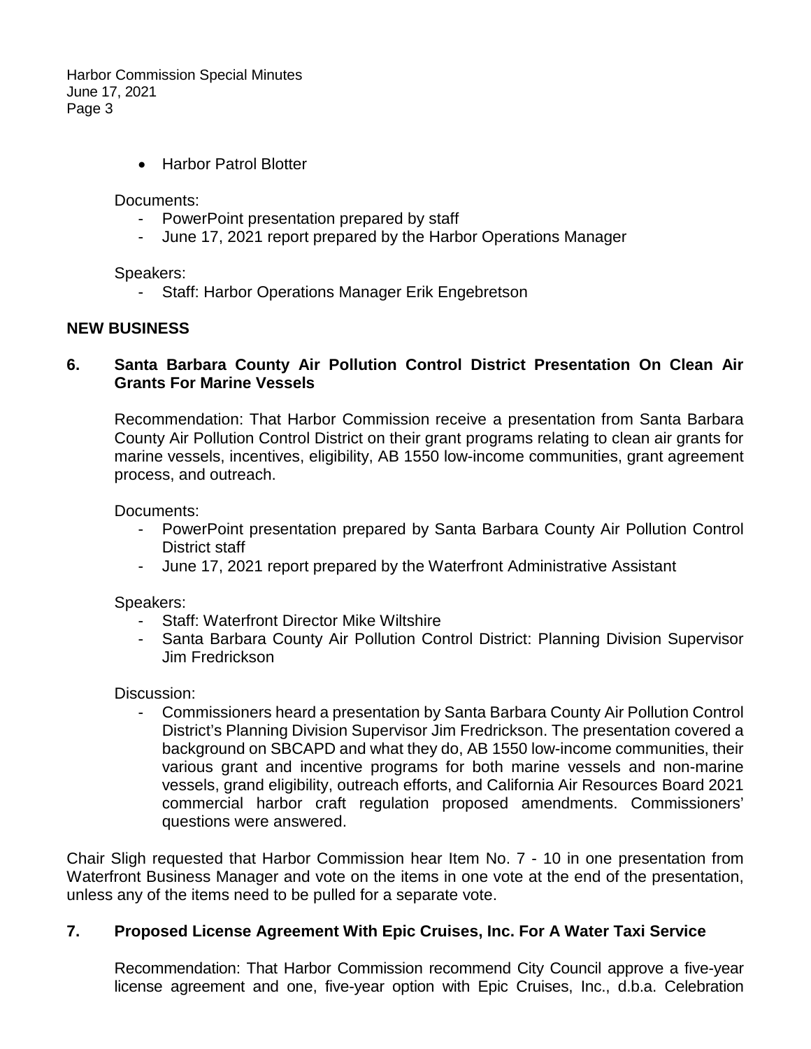- Harbor Patrol Blotter

Documents:

- PowerPoint presentation prepared by staff
- June 17, 2021 report prepared by the Harbor Operations Manager

Speakers:

- Staff: Harbor Operations Manager Erik Engebretson

## NEW BUSINESS

### 6. Santa Barbara County Air Pollution Control District Presentation On Clean Air Grants For Marine Vessels

Recommendation: That Harbor Commission receive a presentation from Santa Barbara County Air Pollution Control District on their grant programs relating to clean air grants for marine vessels, incentives, eligibility, AB 1550 low-income communities, grant agreement process, and outreach.

Documents:

- PowerPoint presentation prepared by Santa Barbara County Air Pollution Control District staff
- June 17, 2021 report prepared by the Waterfront Administrative Assistant

Speakers:

- Staff: Waterfront Director Mike Wiltshire
- Santa Barbara County Air Pollution Control District: Planning Division Supervisor Jim Fredrickson

Discussion:

- Commissioners heard a presentation by Santa Barbara County Air Pollution Control District's Planning Division Supervisor Jim Fredrickson. The presentation covered a background on SBCAPD and what they do, AB 1550 low-income communities, their various grant and incentive programs for both marine vessels and non-marine vessels, grand eligibility, outreach efforts, and California Air Resources Board 2021 commercial harbor craft regulation proposed amendments. Commissioners' questions were answered.

Chair Sligh requested that Harbor Commission hear Item No. 7 - 10 in one presentation from Waterfront Business Manager and vote on the items in one vote at the end of the presentation, unless any of the items need to be pulled for a separate vote.

### 7. Proposed License Agreement With Epic Cruises, Inc. For A Water Taxi Service

Recommendation: That Harbor Commission recommend City Council approve a five-year license agreement and one, five-year option with Epic Cruises, Inc., d.b.a. Celebration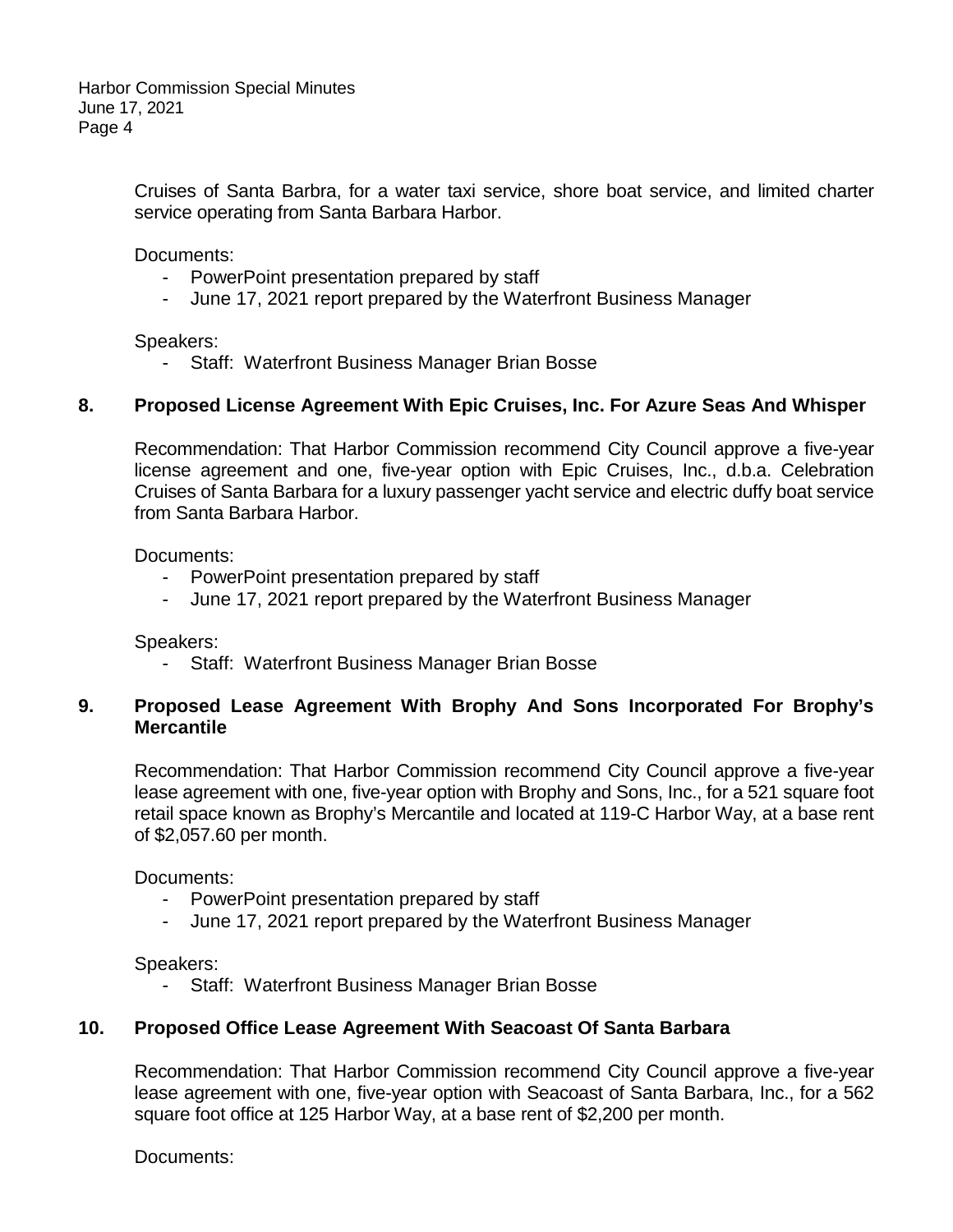Cruises of Santa Barbra, for a water taxi service, shore boat service, and limited charter service operating from Santa Barbara Harbor.

Documents:

- PowerPoint presentation prepared by staff
- June 17, 2021 report prepared by the Waterfront Business Manager

Speakers:

- Staff: Waterfront Business Manager Brian Bosse

**8. Proposed License Agreement With Epic Cruises, Inc. For Azure Seas And Whisper**

Recommendation: That Harbor Commission recommend City Council approve a five-year license agreement and one, five-year option with Epic Cruises, Inc., d.b.a. Celebration Cruises of Santa Barbara for a luxury passenger yacht service and electric duffy boat service from Santa Barbara Harbor.

Documents:

- PowerPoint presentation prepared by staff
- June 17, 2021 report prepared by the Waterfront Business Manager

Speakers:

- Staff: Waterfront Business Manager Brian Bosse

**9. Proposed Lease Agreement With Brophy And Sons Incorporated For Brophy's Mercantile**

Recommendation: That Harbor Commission recommend City Council approve a five-year lease agreement with one, five-year option with Brophy and Sons, Inc., for a 521 square foot retail space known as Brophy's Mercantile and located at 119-C Harbor Way, at a base rent of $2,057.60 per month.

Documents:

- PowerPoint presentation prepared by staff
- June 17, 2021 report prepared by the Waterfront Business Manager

Speakers:

- Staff: Waterfront Business Manager Brian Bosse

**10. Proposed Office Lease Agreement With Seacoast Of Santa Barbara**

Recommendation: That Harbor Commission recommend City Council approve a five-year lease agreement with one, five-year option with Seacoast of Santa Barbara, Inc., for a 562 square foot office at 125 Harbor Way, at a base rent of $2,200 per month.

Documents: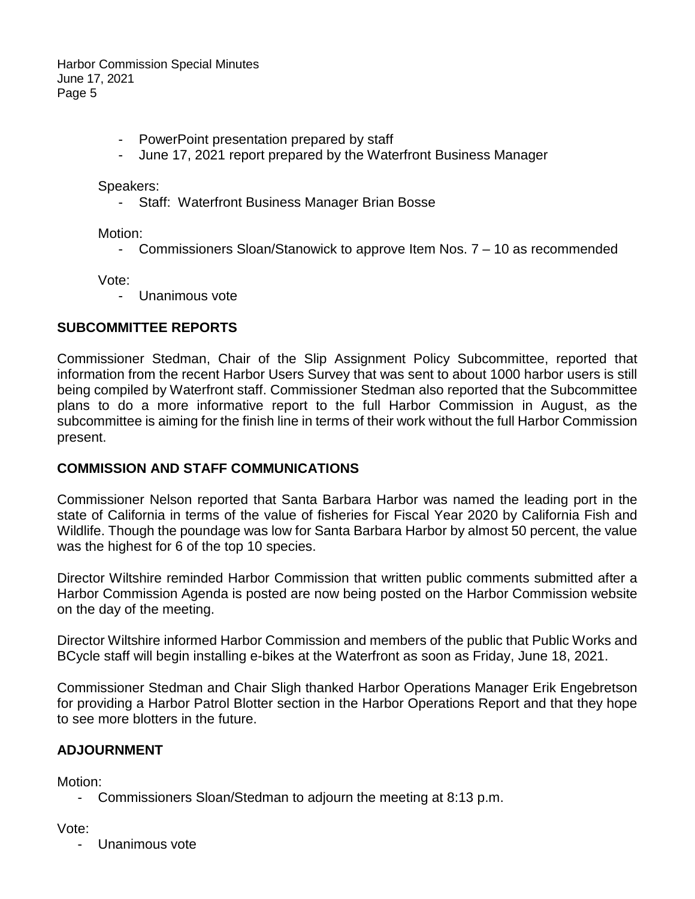- PowerPoint presentation prepared by staff
- June 17, 2021 report prepared by the Waterfront Business Manager

Speakers:

- Staff: Waterfront Business Manager Brian Bosse

Motion:

- Commissioners Sloan/Stanowick to approve Item Nos. 7 – 10 as recommended

Vote:

- Unanimous vote

## SUBCOMMITTEE REPORTS

Commissioner Stedman, Chair of the Slip Assignment Policy Subcommittee, reported that information from the recent Harbor Users Survey that was sent to about 1000 harbor users is still being compiled by Waterfront staff. Commissioner Stedman also reported that the Subcommittee plans to do a more informative report to the full Harbor Commission in August, as the subcommittee is aiming for the finish line in terms of their work without the full Harbor Commission present.

## COMMISSION AND STAFF COMMUNICATIONS

Commissioner Nelson reported that Santa Barbara Harbor was named the leading port in the state of California in terms of the value of fisheries for Fiscal Year 2020 by California Fish and Wildlife. Though the poundage was low for Santa Barbara Harbor by almost 50 percent, the value was the highest for 6 of the top 10 species.

Director Wiltshire reminded Harbor Commission that written public comments submitted after a Harbor Commission Agenda is posted are now being posted on the Harbor Commission website on the day of the meeting.

Director Wiltshire informed Harbor Commission and members of the public that Public Works and BCycle staff will begin installing e-bikes at the Waterfront as soon as Friday, June 18, 2021.

Commissioner Stedman and Chair Sligh thanked Harbor Operations Manager Erik Engebretson for providing a Harbor Patrol Blotter section in the Harbor Operations Report and that they hope to see more blotters in the future.

## ADJOURNMENT

Motion:

- Commissioners Sloan/Stedman to adjourn the meeting at 8:13 p.m.

Vote:

- Unanimous vote